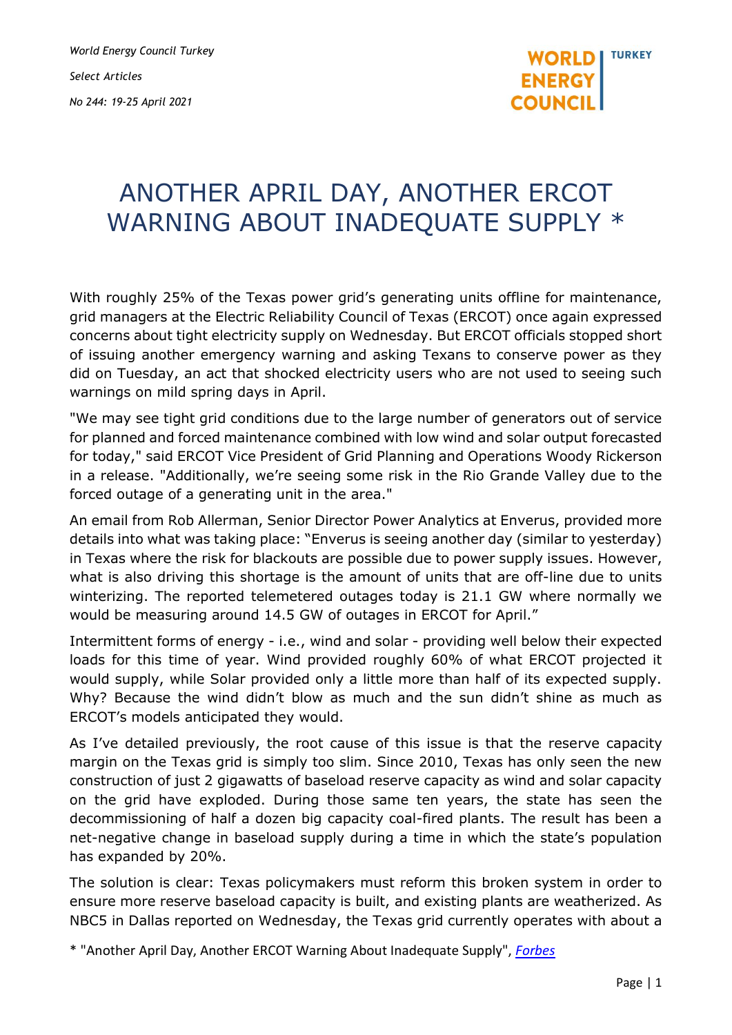*World Energy Council Turkey*

*Select Articles*

*No 244: 19-25 April 2021*

# ANOTHER APRIL DAY, ANOTHER ERCOT WARNING ABOUT INADEQUATE SUPPLY *

With roughly 25% of the Texas power grid's generating units offline for maintenance, grid managers at the Electric Reliability Council of Texas (ERCOT) once again expressed concerns about tight electricity supply on Wednesday. But ERCOT officials stopped short of issuing another emergency warning and asking Texans to conserve power as they did on Tuesday, an act that shocked electricity users who are not used to seeing such warnings on mild spring days in April.

"We may see tight grid conditions due to the large number of generators out of service for planned and forced maintenance combined with low wind and solar output forecasted for today," said ERCOT Vice President of Grid Planning and Operations Woody Rickerson in a release. "Additionally, we're seeing some risk in the Rio Grande Valley due to the forced outage of a generating unit in the area."

An email from Rob Allerman, Senior Director Power Analytics at Enverus, provided more details into what was taking place: "Enverus is seeing another day (similar to yesterday) in Texas where the risk for blackouts are possible due to power supply issues. However, what is also driving this shortage is the amount of units that are off-line due to units winterizing. The reported telemetered outages today is 21.1 GW where normally we would be measuring around 14.5 GW of outages in ERCOT for April."

Intermittent forms of energy - i.e., wind and solar - providing well below their expected loads for this time of year. Wind provided roughly 60% of what ERCOT projected it would supply, while Solar provided only a little more than half of its expected supply. Why? Because the wind didn't blow as much and the sun didn't shine as much as ERCOT's models anticipated they would.

As I've detailed previously, the root cause of this issue is that the reserve capacity margin on the Texas grid is simply too slim. Since 2010, Texas has only seen the new construction of just 2 gigawatts of baseload reserve capacity as wind and solar capacity on the grid have exploded. During those same ten years, the state has seen the decommissioning of half a dozen big capacity coal-fired plants. The result has been a net-negative change in baseload supply during a time in which the state's population has expanded by 20%.

The solution is clear: Texas policymakers must reform this broken system in order to ensure more reserve baseload capacity is built, and existing plants are weatherized. As NBC5 in Dallas reported on Wednesday, the Texas grid currently operates with about a

* "Another April Day, Another ERCOT Warning About Inadequate Supply", *Forbes*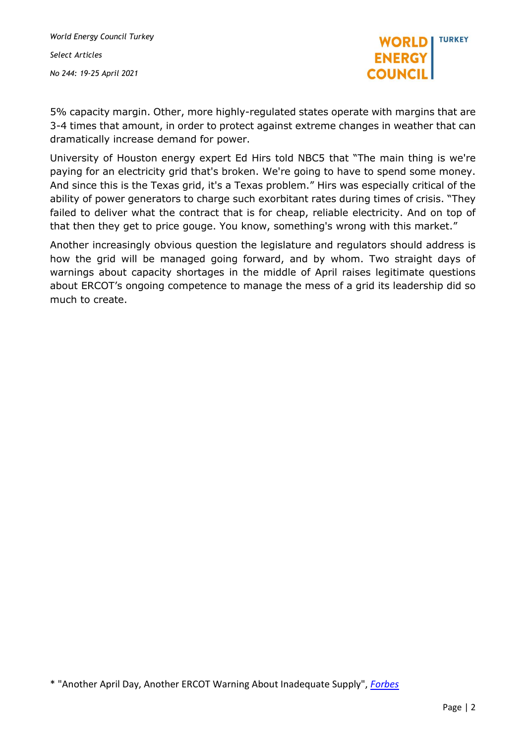5% capacity margin. Other, more highly-regulated states operate with margins that are 3-4 times that amount, in order to protect against extreme changes in weather that can dramatically increase demand for power.

University of Houston energy expert Ed Hirs told NBC5 that "The main thing is we're paying for an electricity grid that's broken. We're going to have to spend some money. And since this is the Texas grid, it's a Texas problem." Hirs was especially critical of the ability of power generators to charge such exorbitant rates during times of crisis. "They failed to deliver what the contract that is for cheap, reliable electricity. And on top of that then they get to price gouge. You know, something's wrong with this market."

Another increasingly obvious question the legislature and regulators should address is how the grid will be managed going forward, and by whom. Two straight days of warnings about capacity shortages in the middle of April raises legitimate questions about ERCOT's ongoing competence to manage the mess of a grid its leadership did so much to create.

* "Another April Day, Another ERCOT Warning About Inadequate Supply", *Forbes*